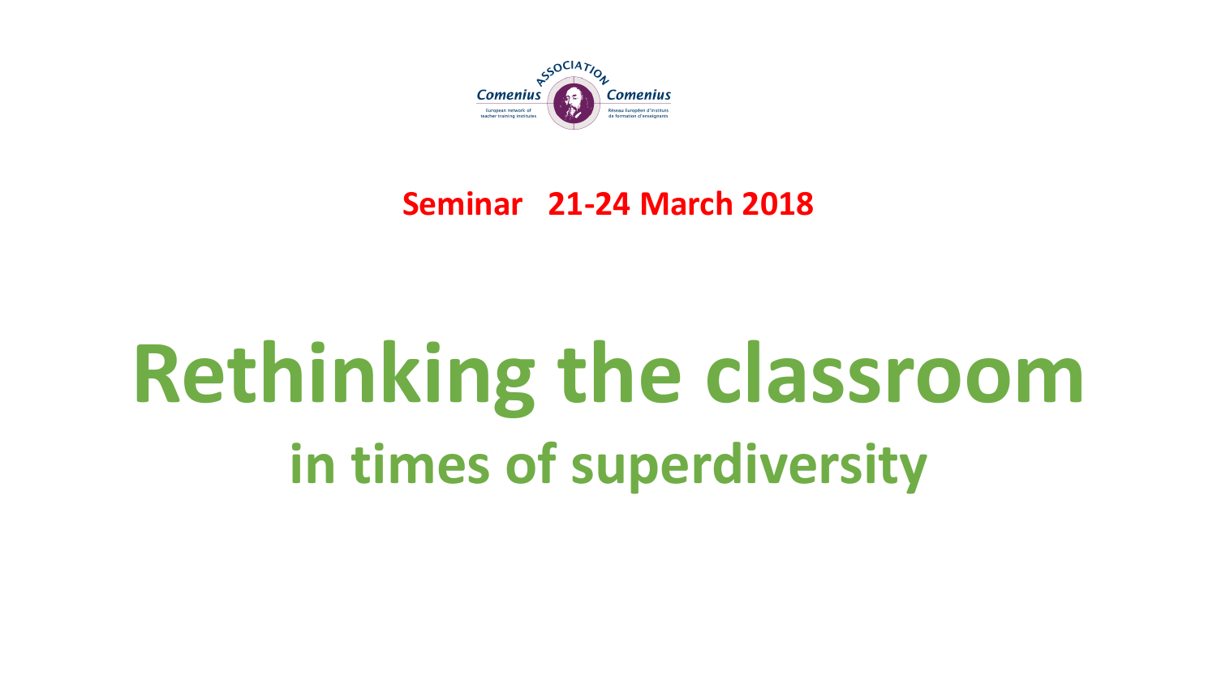Association Comenius

Comenius — European network of teacher training institutes

Comenius — Réseau Européen d'instituts de formation d'enseignants

**Seminar 21-24 March 2018**

# Rethinking the classroom

## in times of superdiversity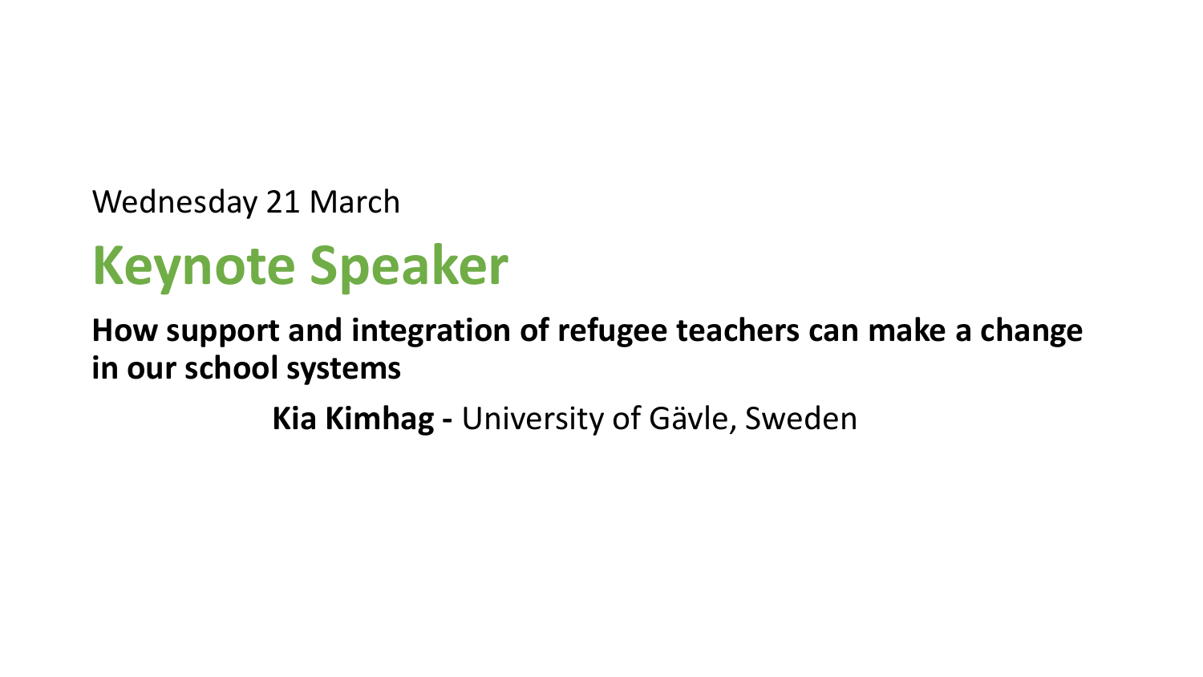Wednesday 21 March

# Keynote Speaker

**How support and integration of refugee teachers can make a change in our school systems**

**Kia Kimhag -** University of Gävle, Sweden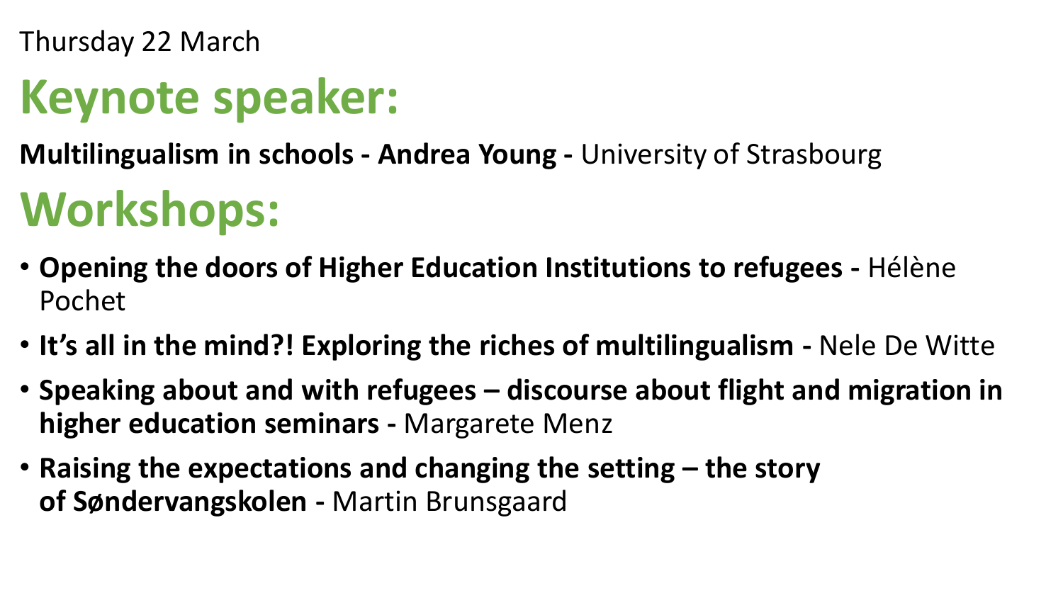Thursday 22 March

# Keynote speaker:

**Multilingualism in schools - Andrea Young -** University of Strasbourg

# Workshops:

- **Opening the doors of Higher Education Institutions to refugees -** Hélène Pochet
- **It's all in the mind?! Exploring the riches of multilingualism -** Nele De Witte
- **Speaking about and with refugees – discourse about flight and migration in higher education seminars -** Margarete Menz
- **Raising the expectations and changing the setting – the story of Søndervangskolen -** Martin Brunsgaard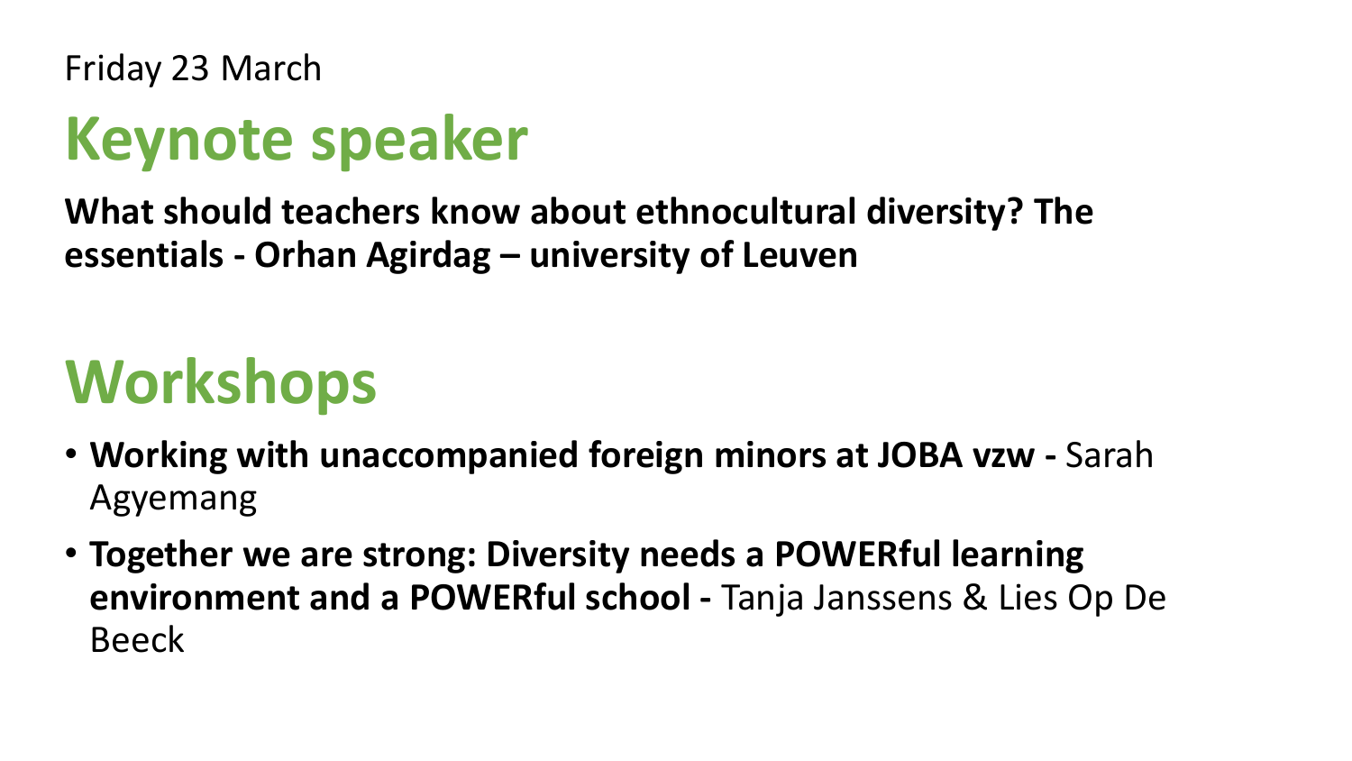Friday 23 March

# Keynote speaker

**What should teachers know about ethnocultural diversity? The essentials - Orhan Agirdag – university of Leuven**

# Workshops

- **Working with unaccompanied foreign minors at JOBA vzw -** Sarah Agyemang
- **Together we are strong: Diversity needs a POWERful learning environment and a POWERful school -** Tanja Janssens & Lies Op De Beeck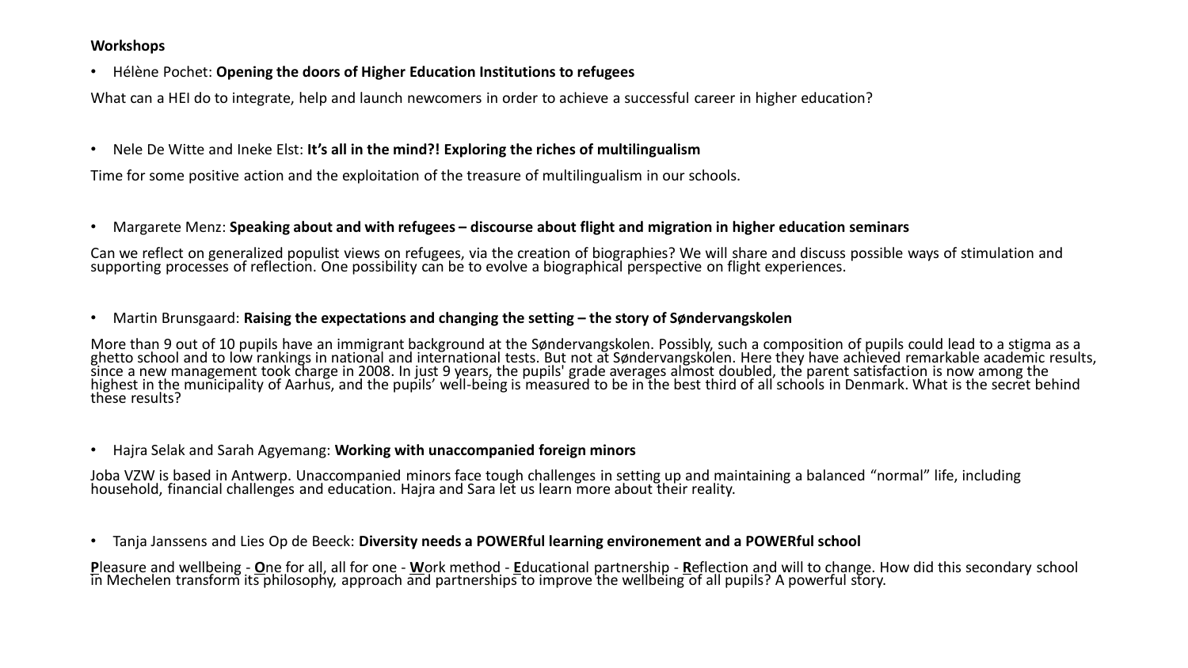**Workshops**

- Hélène Pochet: **Opening the doors of Higher Education Institutions to refugees**

What can a HEI do to integrate, help and launch newcomers in order to achieve a successful career in higher education?

- Nele De Witte and Ineke Elst: **It's all in the mind?! Exploring the riches of multilingualism**

Time for some positive action and the exploitation of the treasure of multilingualism in our schools.

- Margarete Menz: **Speaking about and with refugees – discourse about flight and migration in higher education seminars**

Can we reflect on generalized populist views on refugees, via the creation of biographies? We will share and discuss possible ways of stimulation and supporting processes of reflection. One possibility can be to evolve a biographical perspective on flight experiences.

- Martin Brunsgaard: **Raising the expectations and changing the setting – the story of Søndervangskolen**

More than 9 out of 10 pupils have an immigrant background at the Søndervangskolen. Possibly, such a composition of pupils could lead to a stigma as a ghetto school and to low rankings in national and international tests. But not at Søndervangskolen. Here they have achieved remarkable academic results, since a new management took charge in 2008. In just 9 years, the pupils' grade averages almost doubled, the parent satisfaction is now among the highest in the municipality of Aarhus, and the pupils' well-being is measured to be in the best third of all schools in Denmark. What is the secret behind these results?

- Hajra Selak and Sarah Agyemang: **Working with unaccompanied foreign minors**

Joba VZW is based in Antwerp. Unaccompanied minors face tough challenges in setting up and maintaining a balanced "normal" life, including household, financial challenges and education. Hajra and Sara let us learn more about their reality.

- Tanja Janssens and Lies Op de Beeck: **Diversity needs a POWERful learning environement and a POWERful school**

**P**leasure and wellbeing - **O**ne for all, all for one - **W**ork method - **E**ducational partnership - **R**eflection and will to change. How did this secondary school in Mechelen transform its philosophy, approach and partnerships to improve the wellbeing of all pupils? A powerful story.